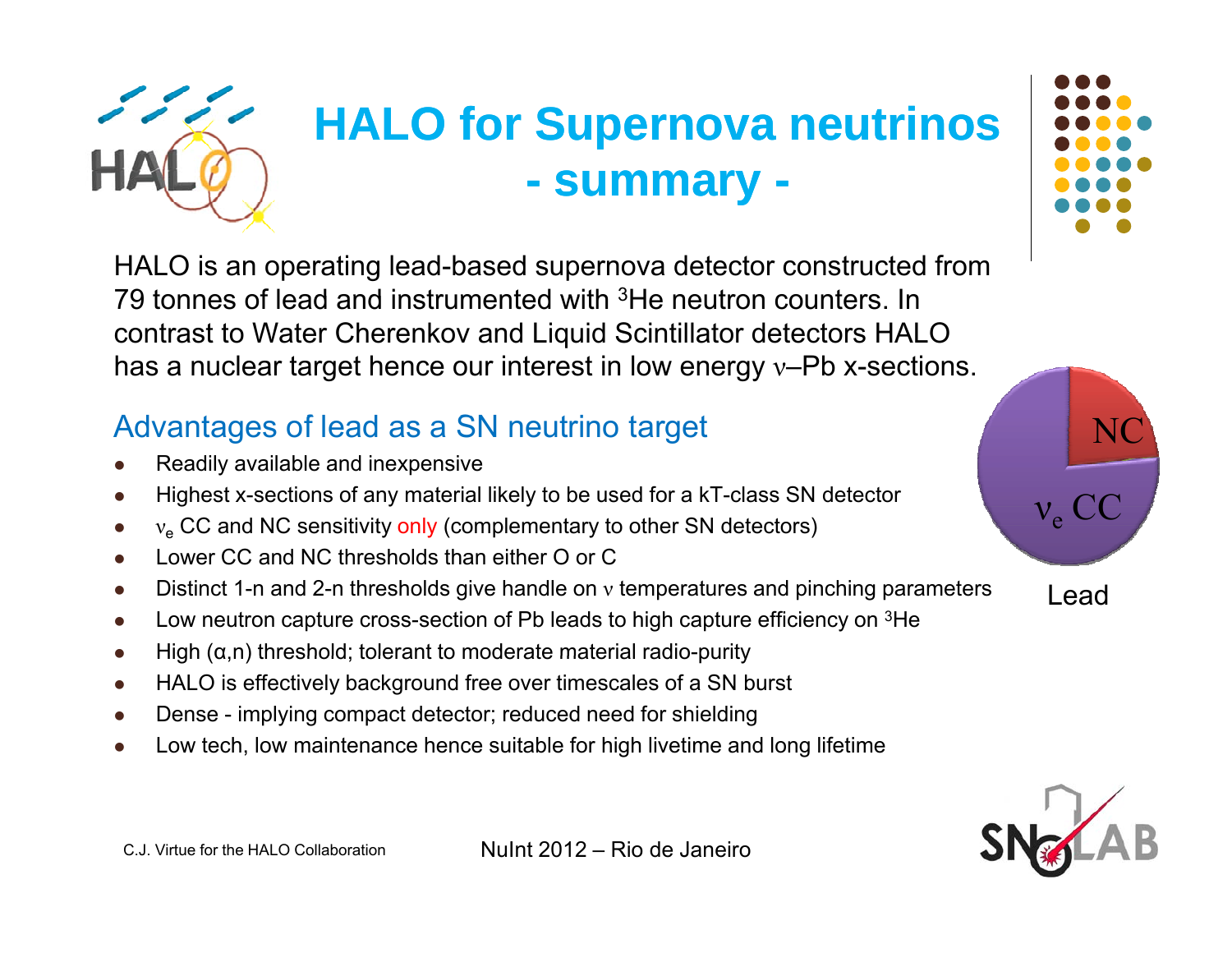# HALO for Supernova neutrinos - summary -

HALO is an operating lead-based supernova detector constructed from 79 tonnes of lead and instrumented with $^3$He neutron counters. In contrast to Water Cherenkov and Liquid Scintillator detectors HALO has a nuclear target hence our interest in low energy $\nu$–Pb x-sections.

## Advantages of lead as a SN neutrino target

- Readily available and inexpensive
- Highest x-sections of any material likely to be used for a kT-class SN detector
- $\nu_e$ CC and NC sensitivity only (complementary to other SN detectors)
- Lower CC and NC thresholds than either O or C
- Distinct 1-n and 2-n thresholds give handle on $\nu$ temperatures and pinching parameters
- Low neutron capture cross-section of Pb leads to high capture efficiency on $^3$He
- High ($\alpha$,n) threshold; tolerant to moderate material radio-purity
- HALO is effectively background free over timescales of a SN burst
- Dense - implying compact detector; reduced need for shielding
- Low tech, low maintenance hence suitable for high livetime and long lifetime

NC

$\nu_e$ CC

Lead

C.J. Virtue for the HALO Collaboration

NuInt 2012 – Rio de Janeiro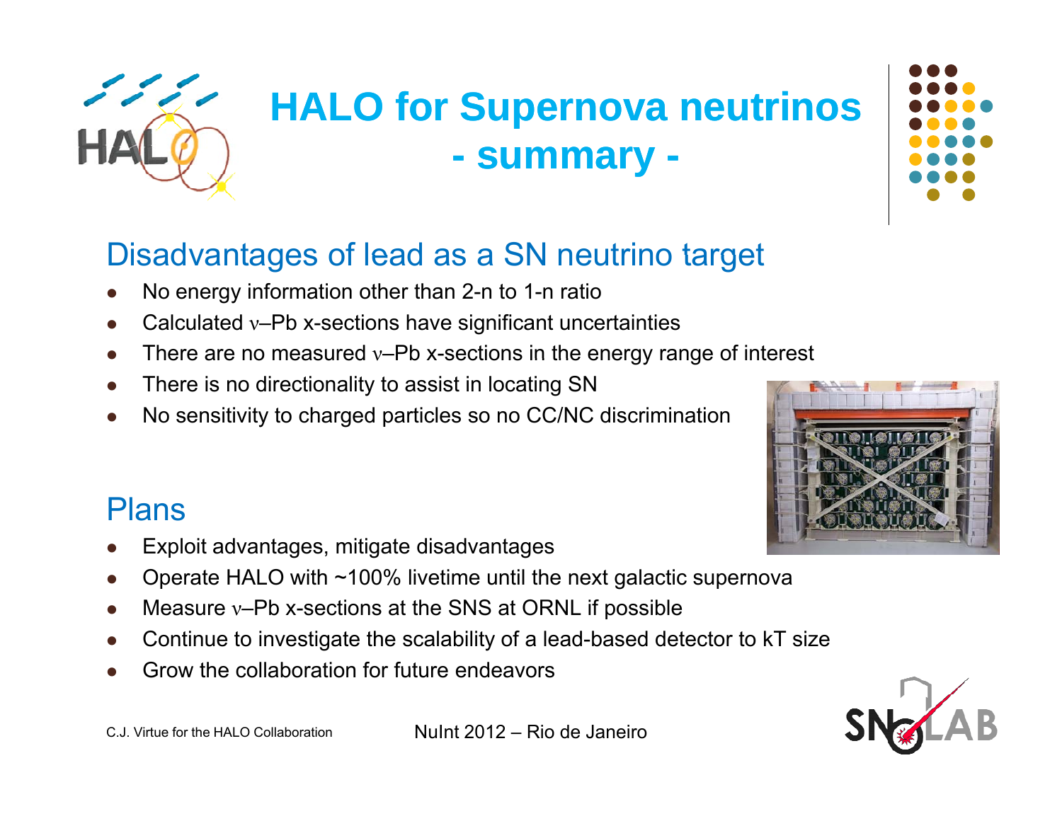# HALO for Supernova neutrinos - summary -

## Disadvantages of lead as a SN neutrino target

- No energy information other than 2-n to 1-n ratio
- Calculated $\nu$–Pb x-sections have significant uncertainties
- There are no measured $\nu$–Pb x-sections in the energy range of interest
- There is no directionality to assist in locating SN
- No sensitivity to charged particles so no CC/NC discrimination

## Plans

- Exploit advantages, mitigate disadvantages
- Operate HALO with ~100% livetime until the next galactic supernova
- Measure $\nu$–Pb x-sections at the SNS at ORNL if possible
- Continue to investigate the scalability of a lead-based detector to kT size
- Grow the collaboration for future endeavors